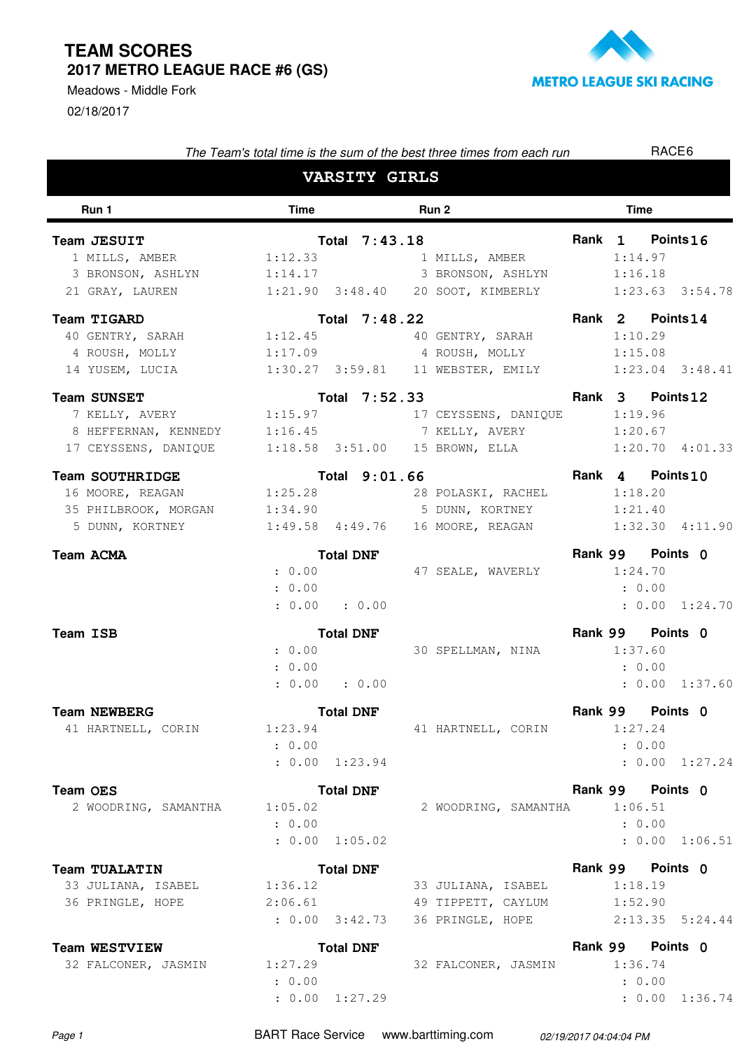# TEAM SCORES

## 2017 METRO LEAGUE RACE #6 (GS)

Meadows - Middle Fork

02/18/2017

METRO LEAGUE SKI RACING

*The Team's total time is the sum of the best three times from each run* RACE6

### VARSITY GIRLS

| Run 1 | Time | | Run 2 | Time | |
|---|---|---|---|---|---|
| **Team JESUIT** | **Total 7:43.18** | | **Rank 1** | **Points 16** | |
| 1 MILLS, AMBER | 1:12.33 | | 1 MILLS, AMBER | 1:14.97 | |
| 3 BRONSON, ASHLYN | 1:14.17 | | 3 BRONSON, ASHLYN | 1:16.18 | |
| 21 GRAY, LAUREN | 1:21.90 | 3:48.40 | 20 SOOT, KIMBERLY | 1:23.63 | 3:54.78 |
| **Team TIGARD** | **Total 7:48.22** | | **Rank 2** | **Points 14** | |
| 40 GENTRY, SARAH | 1:12.45 | | 40 GENTRY, SARAH | 1:10.29 | |
| 4 ROUSH, MOLLY | 1:17.09 | | 4 ROUSH, MOLLY | 1:15.08 | |
| 14 YUSEM, LUCIA | 1:30.27 | 3:59.81 | 11 WEBSTER, EMILY | 1:23.04 | 3:48.41 |
| **Team SUNSET** | **Total 7:52.33** | | **Rank 3** | **Points 12** | |
| 7 KELLY, AVERY | 1:15.97 | | 17 CEYSSENS, DANIQUE | 1:19.96 | |
| 8 HEFFERNAN, KENNEDY | 1:16.45 | | 7 KELLY, AVERY | 1:20.67 | |
| 17 CEYSSENS, DANIQUE | 1:18.58 | 3:51.00 | 15 BROWN, ELLA | 1:20.70 | 4:01.33 |
| **Team SOUTHRIDGE** | **Total 9:01.66** | | **Rank 4** | **Points 10** | |
| 16 MOORE, REAGAN | 1:25.28 | | 28 POLASKI, RACHEL | 1:18.20 | |
| 35 PHILBROOK, MORGAN | 1:34.90 | | 5 DUNN, KORTNEY | 1:21.40 | |
| 5 DUNN, KORTNEY | 1:49.58 | 4:49.76 | 16 MOORE, REAGAN | 1:32.30 | 4:11.90 |
| **Team ACMA** | **Total DNF** | | **Rank 99** | **Points 0** | |
| | : 0.00 | | 47 SEALE, WAVERLY | 1:24.70 | |
| | : 0.00 | | | : 0.00 | |
| | : 0.00 | : 0.00 | | : 0.00 | 1:24.70 |
| **Team ISB** | **Total DNF** | | **Rank 99** | **Points 0** | |
| | : 0.00 | | 30 SPELLMAN, NINA | 1:37.60 | |
| | : 0.00 | | | : 0.00 | |
| | : 0.00 | : 0.00 | | : 0.00 | 1:37.60 |
| **Team NEWBERG** | **Total DNF** | | **Rank 99** | **Points 0** | |
| 41 HARTNELL, CORIN | 1:23.94 | | 41 HARTNELL, CORIN | 1:27.24 | |
| | : 0.00 | | | : 0.00 | |
| | : 0.00 | 1:23.94 | | : 0.00 | 1:27.24 |
| **Team OES** | **Total DNF** | | **Rank 99** | **Points 0** | |
| 2 WOODRING, SAMANTHA | 1:05.02 | | 2 WOODRING, SAMANTHA | 1:06.51 | |
| | : 0.00 | | | : 0.00 | |
| | : 0.00 | 1:05.02 | | : 0.00 | 1:06.51 |
| **Team TUALATIN** | **Total DNF** | | **Rank 99** | **Points 0** | |
| 33 JULIANA, ISABEL | 1:36.12 | | 33 JULIANA, ISABEL | 1:18.19 | |
| 36 PRINGLE, HOPE | 2:06.61 | | 49 TIPPETT, CAYLUM | 1:52.90 | |
| | : 0.00 | 3:42.73 | 36 PRINGLE, HOPE | 2:13.35 | 5:24.44 |
| **Team WESTVIEW** | **Total DNF** | | **Rank 99** | **Points 0** | |
| 32 FALCONER, JASMIN | 1:27.29 | | 32 FALCONER, JASMIN | 1:36.74 | |
| | : 0.00 | | | : 0.00 | |
| | : 0.00 | 1:27.29 | | : 0.00 | 1:36.74 |

BART Race Service www.barttiming.com 02/19/2017 04:04:04 PM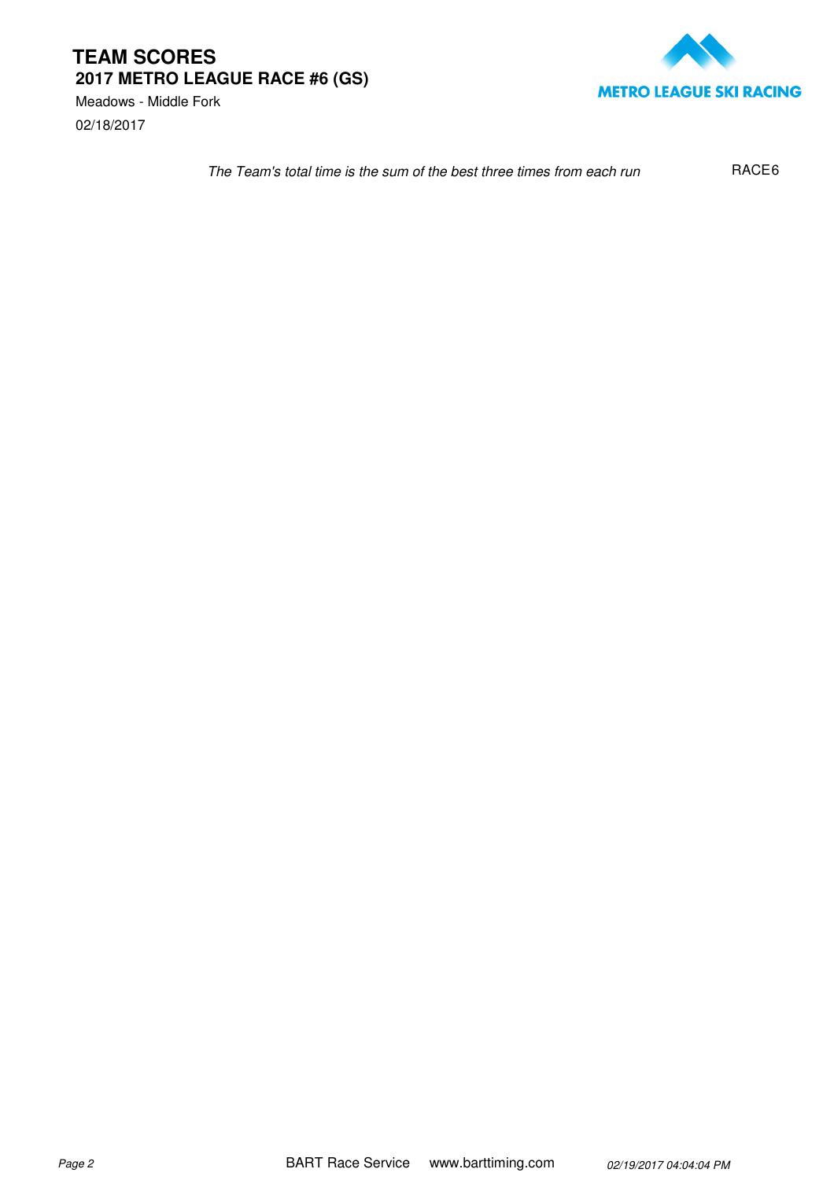# TEAM SCORES

## 2017 METRO LEAGUE RACE #6 (GS)

Meadows - Middle Fork

02/18/2017

*The Team's total time is the sum of the best three times from each run*

RACE6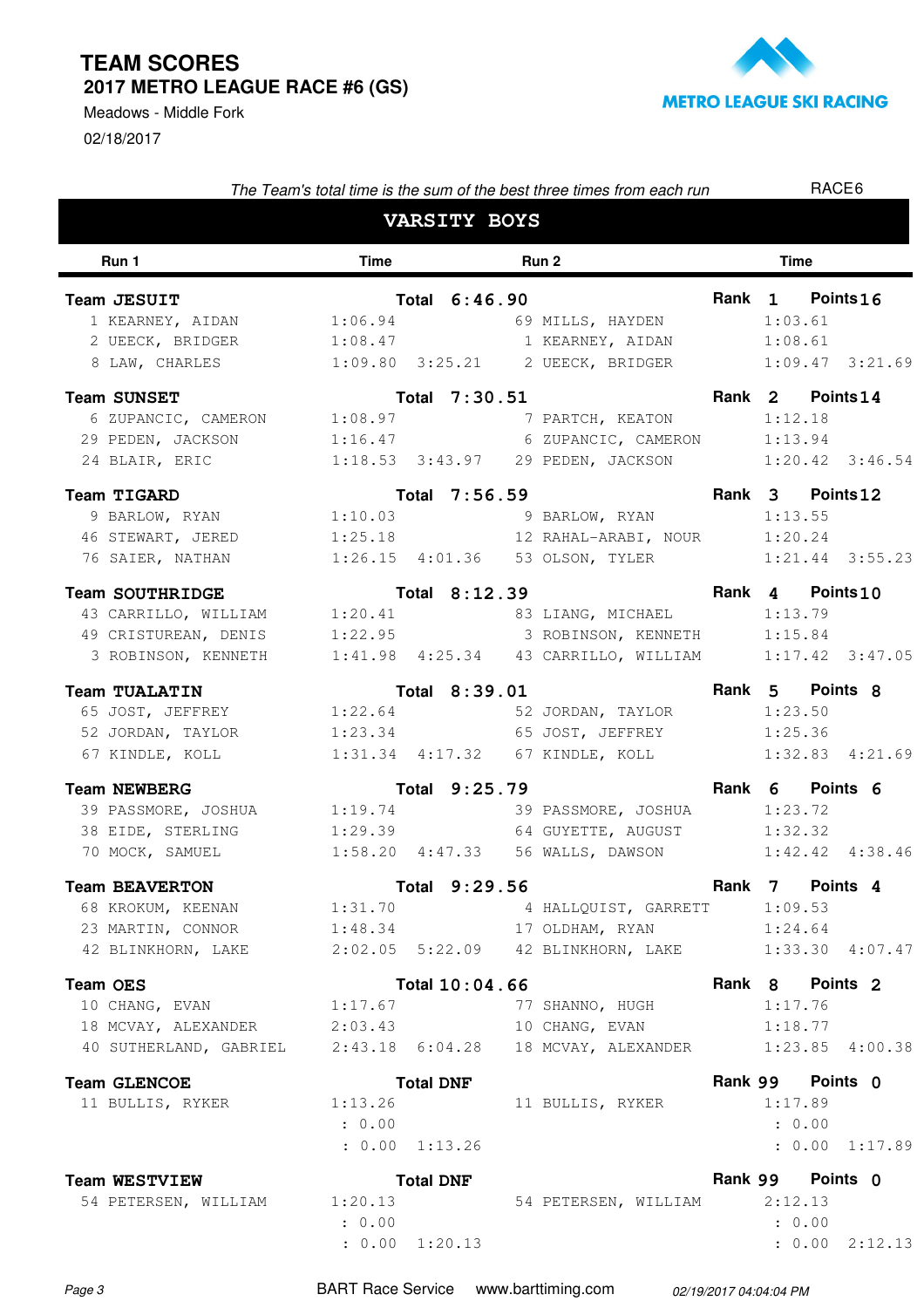# TEAM SCORES

## 2017 METRO LEAGUE RACE #6 (GS)

Meadows - Middle Fork

02/18/2017

METRO LEAGUE SKI RACING

*The Team's total time is the sum of the best three times from each run*

RACE6

## VARSITY BOYS

| Run 1 | Time | | Run 2 | Time | |
|---|---|---|---|---|---|
| **Team JESUIT** | **Total 6:46.90** | | **Rank 1** | **Points 16** | |
| 1 KEARNEY, AIDAN | 1:06.94 | | 69 MILLS, HAYDEN | 1:03.61 | |
| 2 UEECK, BRIDGER | 1:08.47 | | 1 KEARNEY, AIDAN | 1:08.61 | |
| 8 LAW, CHARLES | 1:09.80 | 3:25.21 | 2 UEECK, BRIDGER | 1:09.47 | 3:21.69 |
| **Team SUNSET** | **Total 7:30.51** | | **Rank 2** | **Points 14** | |
| 6 ZUPANCIC, CAMERON | 1:08.97 | | 7 PARTCH, KEATON | 1:12.18 | |
| 29 PEDEN, JACKSON | 1:16.47 | | 6 ZUPANCIC, CAMERON | 1:13.94 | |
| 24 BLAIR, ERIC | 1:18.53 | 3:43.97 | 29 PEDEN, JACKSON | 1:20.42 | 3:46.54 |
| **Team TIGARD** | **Total 7:56.59** | | **Rank 3** | **Points 12** | |
| 9 BARLOW, RYAN | 1:10.03 | | 9 BARLOW, RYAN | 1:13.55 | |
| 46 STEWART, JERED | 1:25.18 | | 12 RAHAL-ARABI, NOUR | 1:20.24 | |
| 76 SAIER, NATHAN | 1:26.15 | 4:01.36 | 53 OLSON, TYLER | 1:21.44 | 3:55.23 |
| **Team SOUTHRIDGE** | **Total 8:12.39** | | **Rank 4** | **Points 10** | |
| 43 CARRILLO, WILLIAM | 1:20.41 | | 83 LIANG, MICHAEL | 1:13.79 | |
| 49 CRISTUREAN, DENIS | 1:22.95 | | 3 ROBINSON, KENNETH | 1:15.84 | |
| 3 ROBINSON, KENNETH | 1:41.98 | 4:25.34 | 43 CARRILLO, WILLIAM | 1:17.42 | 3:47.05 |
| **Team TUALATIN** | **Total 8:39.01** | | **Rank 5** | **Points 8** | |
| 65 JOST, JEFFREY | 1:22.64 | | 52 JORDAN, TAYLOR | 1:23.50 | |
| 52 JORDAN, TAYLOR | 1:23.34 | | 65 JOST, JEFFREY | 1:25.36 | |
| 67 KINDLE, KOLL | 1:31.34 | 4:17.32 | 67 KINDLE, KOLL | 1:32.83 | 4:21.69 |
| **Team NEWBERG** | **Total 9:25.79** | | **Rank 6** | **Points 6** | |
| 39 PASSMORE, JOSHUA | 1:19.74 | | 39 PASSMORE, JOSHUA | 1:23.72 | |
| 38 EIDE, STERLING | 1:29.39 | | 64 GUYETTE, AUGUST | 1:32.32 | |
| 70 MOCK, SAMUEL | 1:58.20 | 4:47.33 | 56 WALLS, DAWSON | 1:42.42 | 4:38.46 |
| **Team BEAVERTON** | **Total 9:29.56** | | **Rank 7** | **Points 4** | |
| 68 KROKUM, KEENAN | 1:31.70 | | 4 HALLQUIST, GARRETT | 1:09.53 | |
| 23 MARTIN, CONNOR | 1:48.34 | | 17 OLDHAM, RYAN | 1:24.64 | |
| 42 BLINKHORN, LAKE | 2:02.05 | 5:22.09 | 42 BLINKHORN, LAKE | 1:33.30 | 4:07.47 |
| **Team OES** | **Total 10:04.66** | | **Rank 8** | **Points 2** | |
| 10 CHANG, EVAN | 1:17.67 | | 77 SHANNO, HUGH | 1:17.76 | |
| 18 MCVAY, ALEXANDER | 2:03.43 | | 10 CHANG, EVAN | 1:18.77 | |
| 40 SUTHERLAND, GABRIEL | 2:43.18 | 6:04.28 | 18 MCVAY, ALEXANDER | 1:23.85 | 4:00.38 |
| **Team GLENCOE** | **Total DNF** | | **Rank 99** | **Points 0** | |
| 11 BULLIS, RYKER | 1:13.26 | | 11 BULLIS, RYKER | 1:17.89 | |
| | : 0.00 | | | : 0.00 | |
| | : 0.00 | 1:13.26 | | : 0.00 | 1:17.89 |
| **Team WESTVIEW** | **Total DNF** | | **Rank 99** | **Points 0** | |
| 54 PETERSEN, WILLIAM | 1:20.13 | | 54 PETERSEN, WILLIAM | 2:12.13 | |
| | : 0.00 | | | : 0.00 | |
| | : 0.00 | 1:20.13 | | : 0.00 | 2:12.13 |

BART Race Service www.barttiming.com *02/19/2017 04:04:04 PM*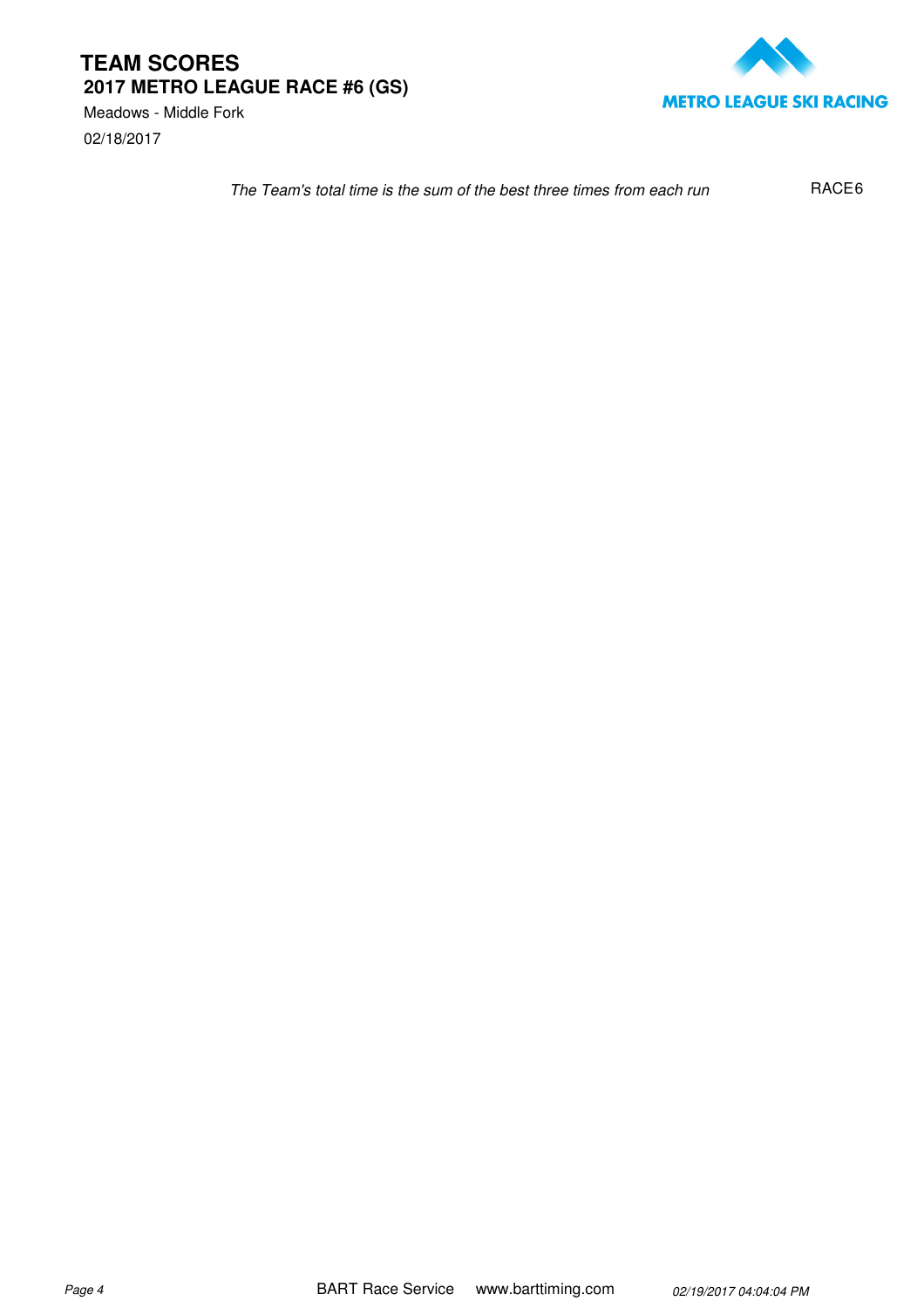# TEAM SCORES

## 2017 METRO LEAGUE RACE #6 (GS)

Meadows - Middle Fork

02/18/2017

METRO LEAGUE SKI RACING

*The Team's total time is the sum of the best three times from each run*

RACE6